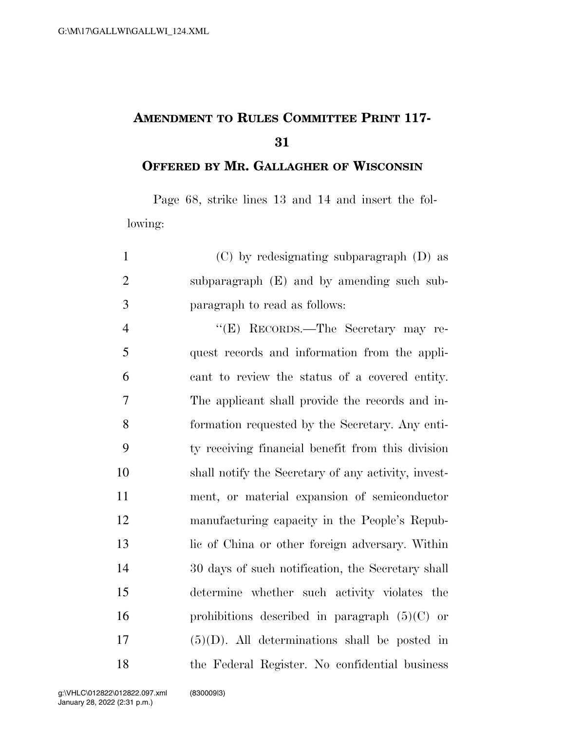# AMENDMENT TO RULES COMMITTEE PRINT 117-31

## OFFERED BY MR. GALLAGHER OF WISCONSIN

Page 68, strike lines 13 and 14 and insert the following:

1 (C) by redesignating subparagraph (D) as
2 subparagraph (E) and by amending such sub-
3 paragraph to read as follows:
4 "(E) RECORDS.—The Secretary may re-
5 quest records and information from the appli-
6 cant to review the status of a covered entity.
7 The applicant shall provide the records and in-
8 formation requested by the Secretary. Any enti-
9 ty receiving financial benefit from this division
10 shall notify the Secretary of any activity, invest-
11 ment, or material expansion of semiconductor
12 manufacturing capacity in the People's Repub-
13 lic of China or other foreign adversary. Within
14 30 days of such notification, the Secretary shall
15 determine whether such activity violates the
16 prohibitions described in paragraph (5)(C) or
17 (5)(D). All determinations shall be posted in
18 the Federal Register. No confidential business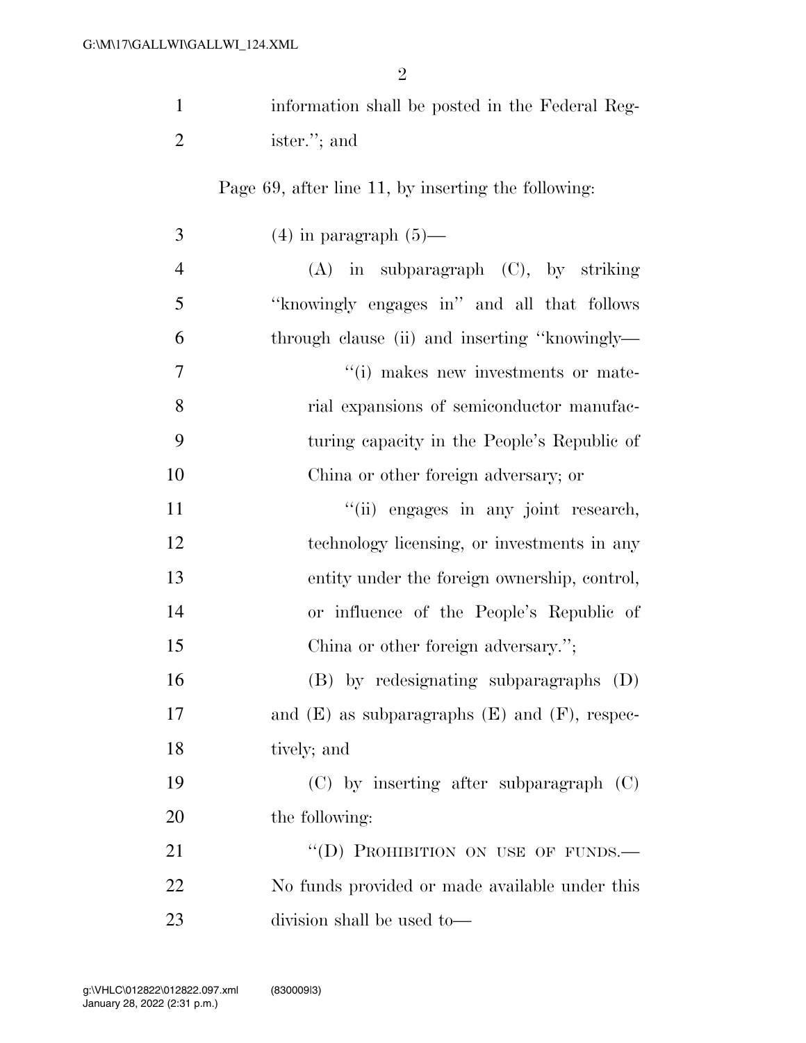information shall be posted in the Federal Register.''; and

Page 69, after line 11, by inserting the following:

(4) in paragraph (5)—

(A) in subparagraph (C), by striking ''knowingly engages in'' and all that follows through clause (ii) and inserting ''knowingly—

''(i) makes new investments or material expansions of semiconductor manufacturing capacity in the People's Republic of China or other foreign adversary; or

''(ii) engages in any joint research, technology licensing, or investments in any entity under the foreign ownership, control, or influence of the People's Republic of China or other foreign adversary.'';

(B) by redesignating subparagraphs (D) and (E) as subparagraphs (E) and (F), respectively; and

(C) by inserting after subparagraph (C) the following:

''(D) PROHIBITION ON USE OF FUNDS.—No funds provided or made available under this division shall be used to—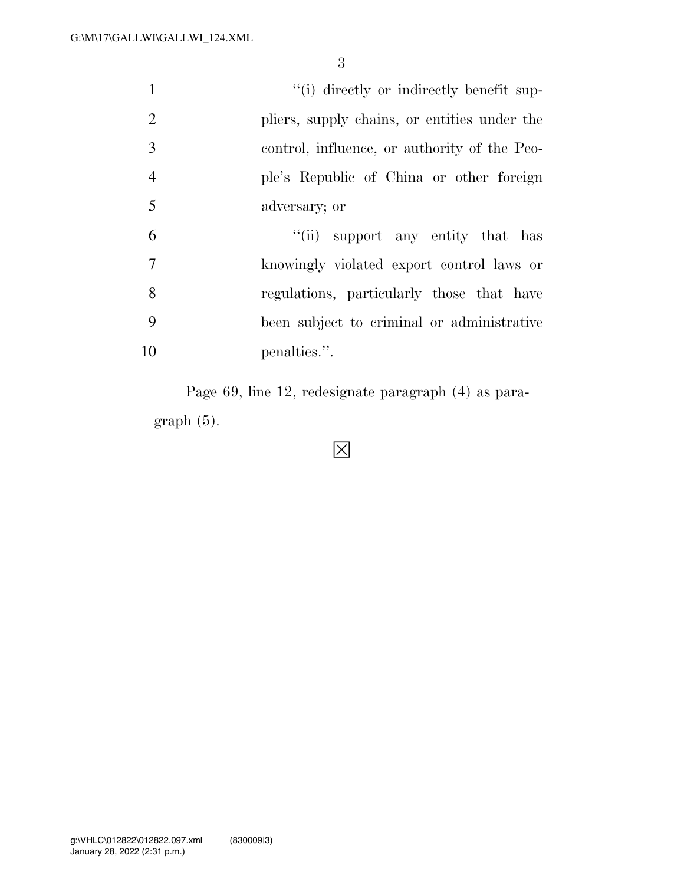"(i) directly or indirectly benefit suppliers, supply chains, or entities under the control, influence, or authority of the People's Republic of China or other foreign adversary; or

"(ii) support any entity that has knowingly violated export control laws or regulations, particularly those that have been subject to criminal or administrative penalties.".

Page 69, line 12, redesignate paragraph (4) as paragraph (5).

☒